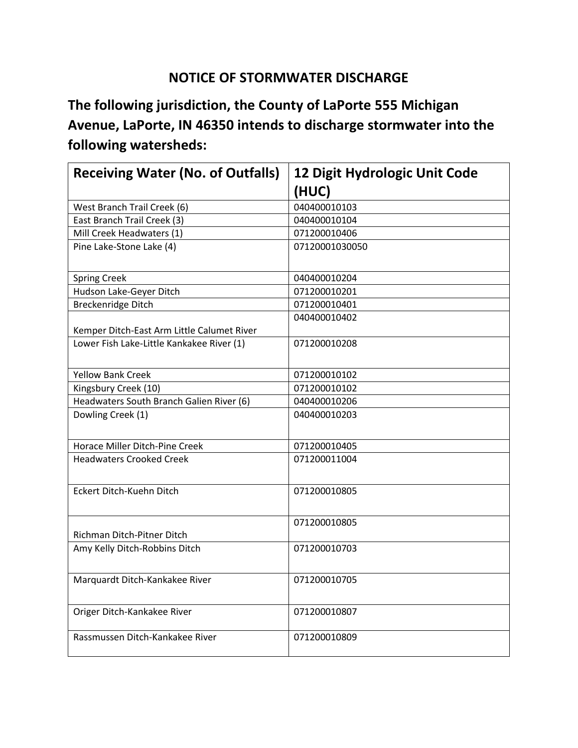# NOTICE OF STORMWATER DISCHARGE

## The following jurisdiction, the County of LaPorte 555 Michigan Avenue, LaPorte, IN 46350 intends to discharge stormwater into the following watersheds:

| Receiving Water (No. of Outfalls) | 12 Digit Hydrologic Unit Code (HUC) |
|---|---|
| West Branch Trail Creek (6) | 040400010103 |
| East Branch Trail Creek (3) | 040400010104 |
| Mill Creek Headwaters (1) | 071200010406 |
| Pine Lake-Stone Lake (4) | 07120001030050 |
| Spring Creek | 040400010204 |
| Hudson Lake-Geyer Ditch | 071200010201 |
| Breckenridge Ditch | 071200010401 |
| Kemper Ditch-East Arm Little Calumet River | 040400010402 |
| Lower Fish Lake-Little Kankakee River (1) | 071200010208 |
| Yellow Bank Creek | 071200010102 |
| Kingsbury Creek (10) | 071200010102 |
| Headwaters South Branch Galien River (6) | 040400010206 |
| Dowling Creek (1) | 040400010203 |
| Horace Miller Ditch-Pine Creek | 071200010405 |
| Headwaters Crooked Creek | 071200011004 |
| Eckert Ditch-Kuehn Ditch | 071200010805 |
| Richman Ditch-Pitner Ditch | 071200010805 |
| Amy Kelly Ditch-Robbins Ditch | 071200010703 |
| Marquardt Ditch-Kankakee River | 071200010705 |
| Origer Ditch-Kankakee River | 071200010807 |
| Rassmussen Ditch-Kankakee River | 071200010809 |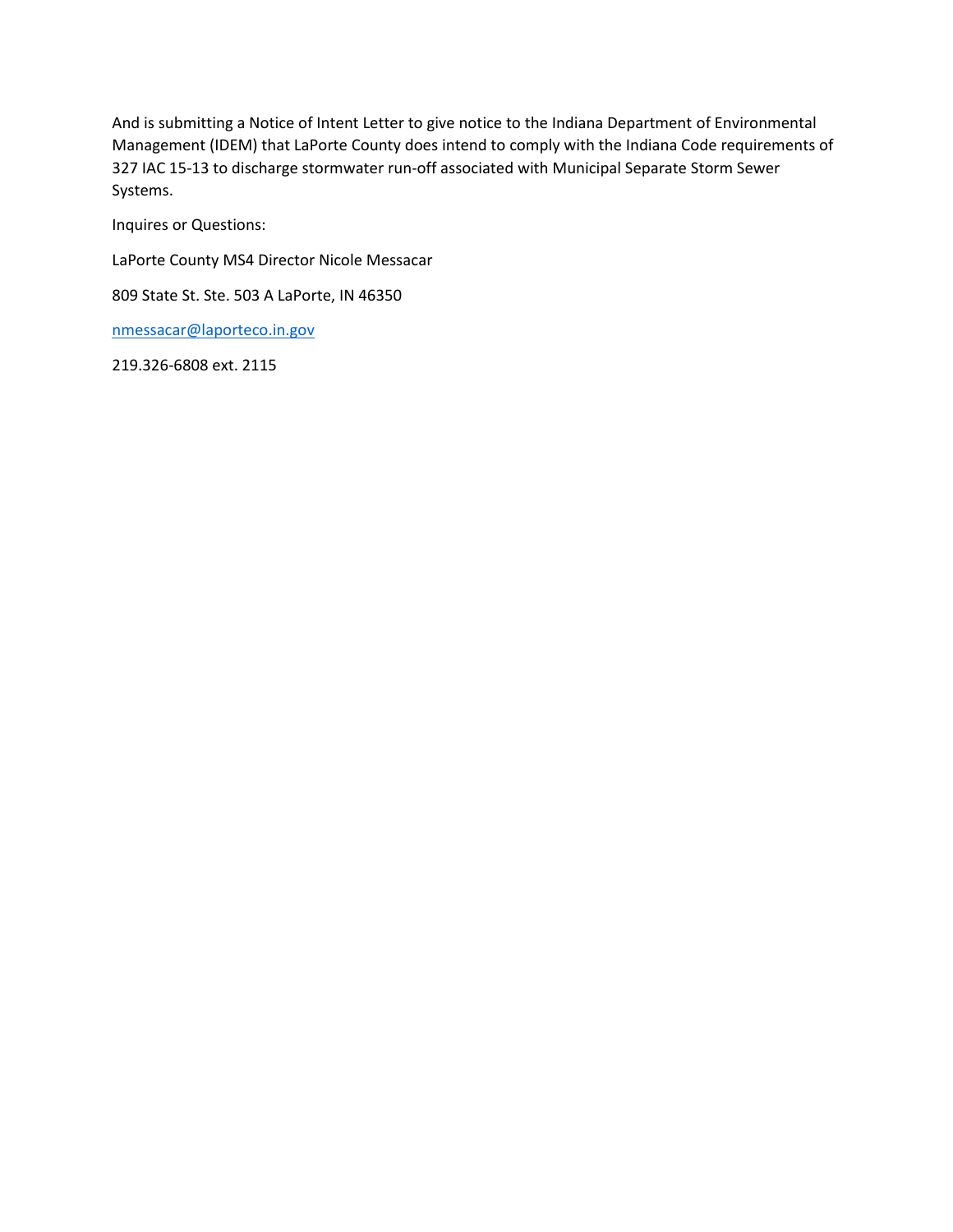And is submitting a Notice of Intent Letter to give notice to the Indiana Department of Environmental Management (IDEM) that LaPorte County does intend to comply with the Indiana Code requirements of 327 IAC 15-13 to discharge stormwater run-off associated with Municipal Separate Storm Sewer Systems.

Inquires or Questions:

LaPorte County MS4 Director Nicole Messacar

809 State St. Ste. 503 A LaPorte, IN 46350

nmessacar@laporteco.in.gov

219.326-6808 ext. 2115